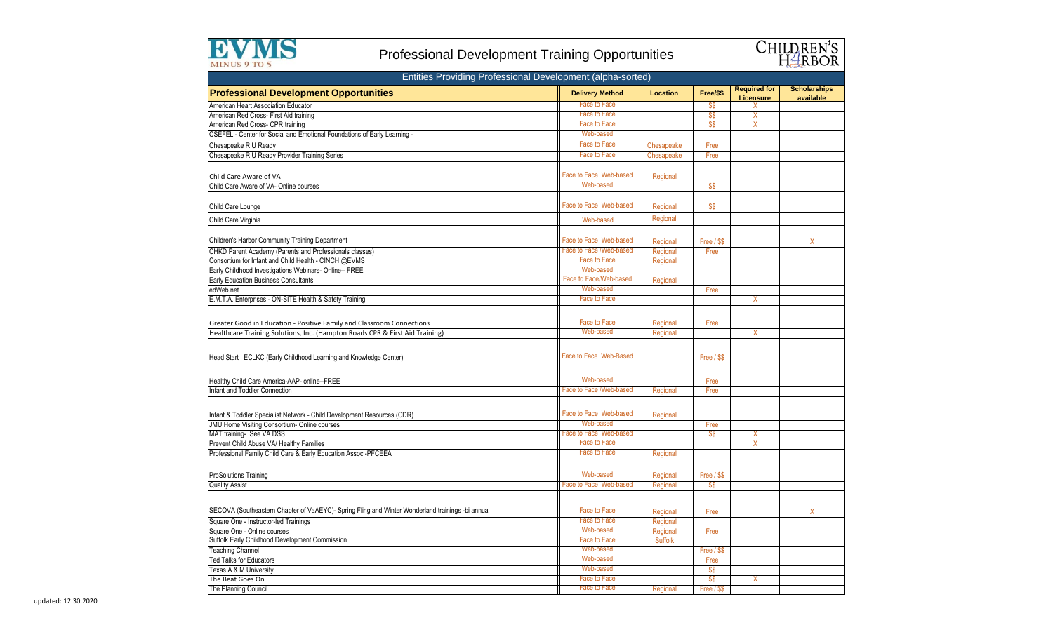# Professional Development Training Opportunities

## Entities Providing Professional Development (alpha-sorted)

| Professional Development Opportunities | Delivery Method | Location | Free/$$ | Required for Licensure | Scholarships available |
|---|---|---|---|---|---|
| American Heart Association Educator | Face to Face | | $$ | X | |
| American Red Cross- First Aid training | Face to Face | | $$ | X | |
| American Red Cross- CPR training | Face to Face | | $$ | X | |
| CSEFEL - Center for Social and Emotional Foundations of Early Learning - | Web-based | | | | |
| Chesapeake R U Ready | Face to Face | Chesapeake | Free | | |
| Chesapeake R U Ready Provider Training Series | Face to Face | Chesapeake | Free | | |
| Child Care Aware of VA | Face to Face Web-based | Regional | | | |
| Child Care Aware of VA- Online courses | Web-based | | $$ | | |
| Child Care Lounge | Face to Face Web-based | Regional | $$ | | |
| Child Care Virginia | Web-based | Regional | | | |
| Children's Harbor Community Training Department | Face to Face Web-based | Regional | Free / $$ | | X |
| CHKD Parent Academy (Parents and Professionals classes) | Face to Face /Web-based | Regional | Free | | |
| Consortium for Infant and Child Health - CINCH @EVMS | Face to Face | Regional | | | |
| Early Childhood Investigations Webinars- Online-- FREE | Web-based | | | | |
| Early Education Business Consultants | Face to Face/Web-based | Regional | | | |
| edWeb.net | Web-based | | Free | | |
| E.M.T.A. Enterprises - ON-SITE Health & Safety Training | Face to Face | | | X | |
| Greater Good in Education - Positive Family and Classroom Connections | Face to Face | Regional | Free | | |
| Healthcare Training Solutions, Inc. (Hampton Roads CPR & First Aid Training) | Web-based | Regional | | X | |
| Head Start \| ECLKC (Early Childhood Learning and Knowledge Center) | Face to Face Web-Based | | Free / $$ | | |
| Healthy Child Care America-AAP- online--FREE | Web-based | | Free | | |
| Infant and Toddler Connection | Face to Face /Web-based | Regional | Free | | |
| Infant & Toddler Specialist Network - Child Development Resources (CDR) | Face to Face Web-based | Regional | | | |
| JMU Home Visiting Consortium- Online courses | Web-based | | Free | | |
| MAT training- See VA DSS | Face to Face Web-based | | $$ | X | |
| Prevent Child Abuse VA/ Healthy Families | Face to Face | | | X | |
| Professional Family Child Care & Early Education Assoc.-PFCEEA | Face to Face | Regional | | | |
| ProSolutions Training | Web-based | Regional | Free / $$ | | |
| Quality Assist | Face to Face Web-based | Regional | $$ | | |
| SECOVA (Southeastern Chapter of VaAEYC)- Spring Fling and Winter Wonderland trainings -bi annual | Face to Face | Regional | Free | | X |
| Square One - Instructor-led Trainings | Face to Face | Regional | | | |
| Square One - Online courses | Web-based | Regional | Free | | |
| Suffolk Early Childhood Development Commission | Face to Face | Suffolk | | | |
| Teaching Channel | Web-based | | Free / $$ | | |
| Ted Talks for Educators | Web-based | | Free | | |
| Texas A & M University | Web-based | | $$ | | |
| The Beat Goes On | Face to Face | | $$ | X | |
| The Planning Council | Face to Face | Regional | Free / $$ | | |

updated: 12.30.2020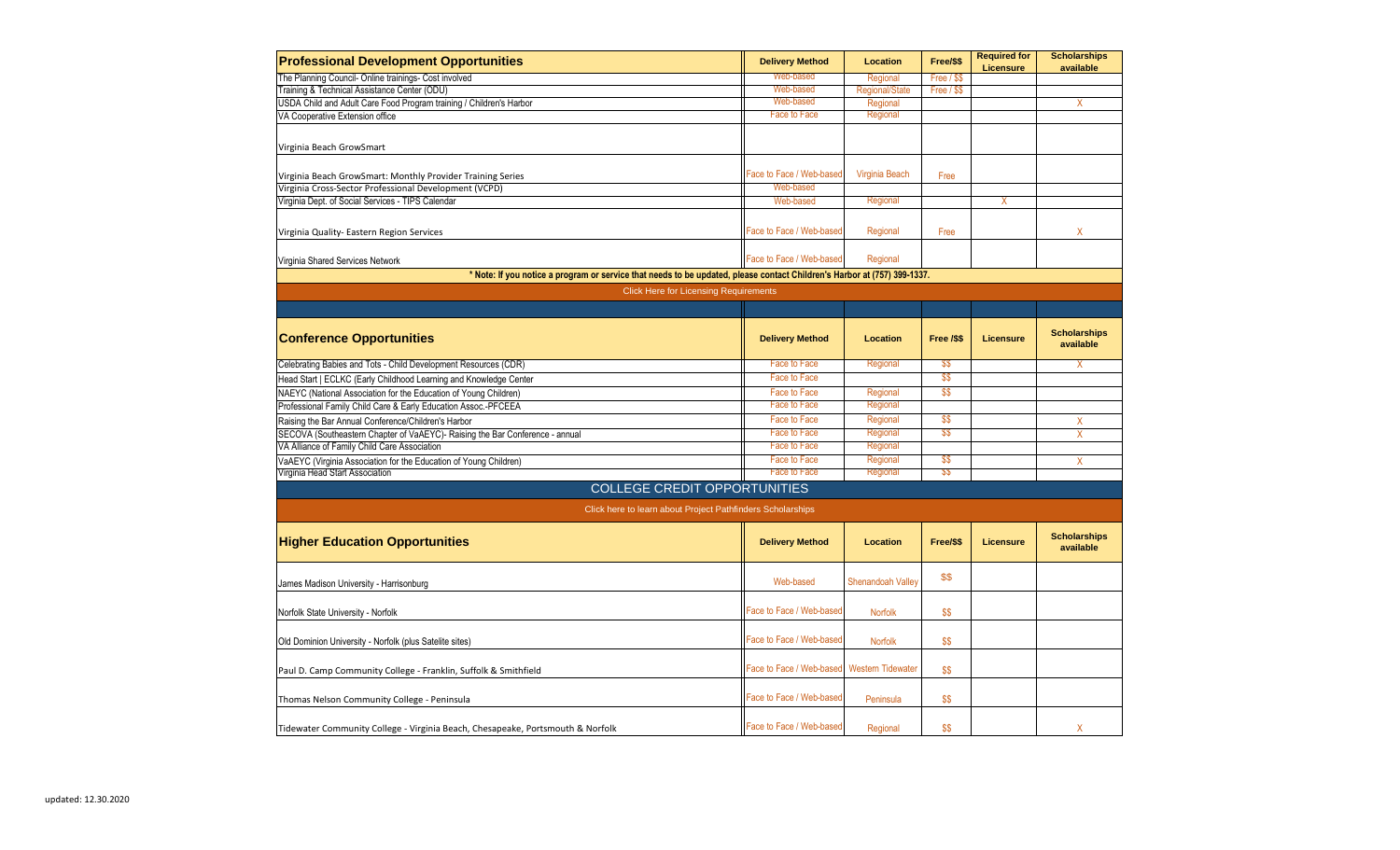| Professional Development Opportunities | Delivery Method | Location | Free/$$ | Required for Licensure | Scholarships available |
|---|---|---|---|---|---|
| The Planning Council- Online trainings- Cost involved | Web-based | Regional | Free / $$ | | |
| Training & Technical Assistance Center (ODU) | Web-based | Regional/State | Free / $$ | | |
| USDA Child and Adult Care Food Program training / Children's Harbor | Web-based | Regional | | | X |
| VA Cooperative Extension office | Face to Face | Regional | | | |
| Virginia Beach GrowSmart | | | | | |
| Virginia Beach GrowSmart: Monthly Provider Training Series | Face to Face / Web-based | Virginia Beach | Free | | |
| Virginia Cross-Sector Professional Development (VCPD) | Web-based | | | | |
| Virginia Dept. of Social Services - TIPS Calendar | Web-based | Regional | | X | |
| Virginia Quality- Eastern Region Services | Face to Face / Web-based | Regional | Free | | X |
| Virginia Shared Services Network | Face to Face / Web-based | Regional | | | |

**\* Note: If you notice a program or service that needs to be updated, please contact Children's Harbor at (757) 399-1337.**

Click Here for Licensing Requirements

| Conference Opportunities | Delivery Method | Location | Free /$$ | Licensure | Scholarships available |
|---|---|---|---|---|---|
| Celebrating Babies and Tots - Child Development Resources (CDR) | Face to Face | Regional | $$ | | X |
| Head Start \| ECLKC (Early Childhood Learning and Knowledge Center | Face to Face | | $$ | | |
| NAEYC (National Association for the Education of Young Children) | Face to Face | Regional | $$ | | |
| Professional Family Child Care & Early Education Assoc.-PFCEEA | Face to Face | Regional | | | |
| Raising the Bar Annual Conference/Children's Harbor | Face to Face | Regional | $$ | | X |
| SECOVA (Southeastern Chapter of VaAEYC)- Raising the Bar Conference - annual | Face to Face | Regional | $$ | | X |
| VA Alliance of Family Child Care Association | Face to Face | Regional | | | |
| VaAEYC (Virginia Association for the Education of Young Children) | Face to Face | Regional | $$ | | X |
| Virginia Head Start Association | Face to Face | Regional | $$ | | |

## COLLEGE CREDIT OPPORTUNITIES

Click here to learn about Project Pathfinders Scholarships

| Higher Education Opportunities | Delivery Method | Location | Free/$$ | Licensure | Scholarships available |
|---|---|---|---|---|---|
| James Madison University - Harrisonburg | Web-based | Shenandoah Valley | $$ | | |
| Norfolk State University - Norfolk | Face to Face / Web-based | Norfolk | $$ | | |
| Old Dominion University - Norfolk (plus Satelite sites) | Face to Face / Web-based | Norfolk | $$ | | |
| Paul D. Camp Community College - Franklin, Suffolk & Smithfield | Face to Face / Web-based | Western Tidewater | $$ | | |
| Thomas Nelson Community College - Peninsula | Face to Face / Web-based | Peninsula | $$ | | |
| Tidewater Community College - Virginia Beach, Chesapeake, Portsmouth & Norfolk | Face to Face / Web-based | Regional | $$ | | X |

updated: 12.30.2020